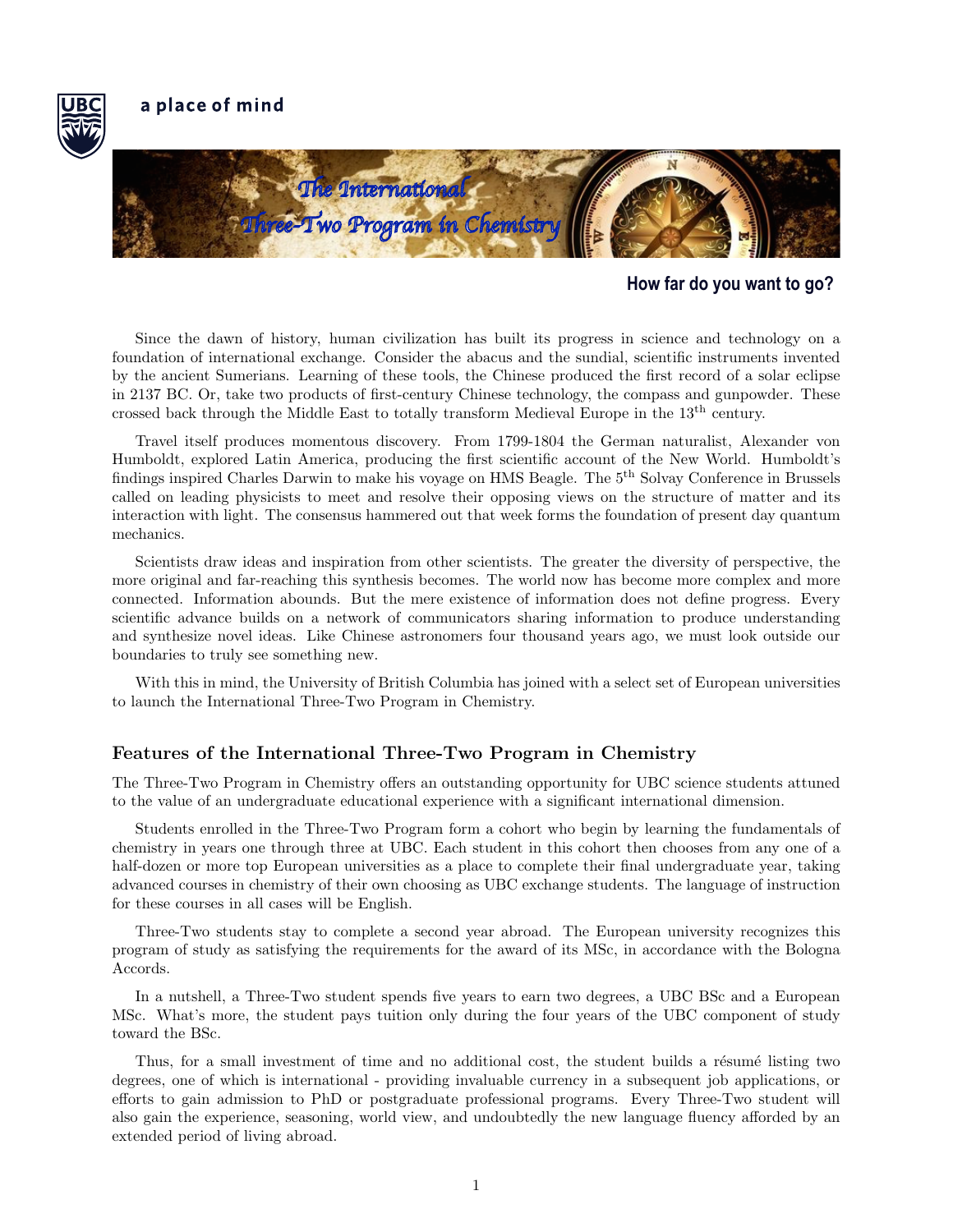a place of mind

# The International Three-Two Program in Chemistry

**How far do you want to go?**

Since the dawn of history, human civilization has built its progress in science and technology on a foundation of international exchange. Consider the abacus and the sundial, scientific instruments invented by the ancient Sumerians. Learning of these tools, the Chinese produced the first record of a solar eclipse in 2137 BC. Or, take two products of first-century Chinese technology, the compass and gunpowder. These crossed back through the Middle East to totally transform Medieval Europe in the 13th century.

Travel itself produces momentous discovery. From 1799-1804 the German naturalist, Alexander von Humboldt, explored Latin America, producing the first scientific account of the New World. Humboldt's findings inspired Charles Darwin to make his voyage on HMS Beagle. The 5th Solvay Conference in Brussels called on leading physicists to meet and resolve their opposing views on the structure of matter and its interaction with light. The consensus hammered out that week forms the foundation of present day quantum mechanics.

Scientists draw ideas and inspiration from other scientists. The greater the diversity of perspective, the more original and far-reaching this synthesis becomes. The world now has become more complex and more connected. Information abounds. But the mere existence of information does not define progress. Every scientific advance builds on a network of communicators sharing information to produce understanding and synthesize novel ideas. Like Chinese astronomers four thousand years ago, we must look outside our boundaries to truly see something new.

With this in mind, the University of British Columbia has joined with a select set of European universities to launch the International Three-Two Program in Chemistry.

## Features of the International Three-Two Program in Chemistry

The Three-Two Program in Chemistry offers an outstanding opportunity for UBC science students attuned to the value of an undergraduate educational experience with a significant international dimension.

Students enrolled in the Three-Two Program form a cohort who begin by learning the fundamentals of chemistry in years one through three at UBC. Each student in this cohort then chooses from any one of a half-dozen or more top European universities as a place to complete their final undergraduate year, taking advanced courses in chemistry of their own choosing as UBC exchange students. The language of instruction for these courses in all cases will be English.

Three-Two students stay to complete a second year abroad. The European university recognizes this program of study as satisfying the requirements for the award of its MSc, in accordance with the Bologna Accords.

In a nutshell, a Three-Two student spends five years to earn two degrees, a UBC BSc and a European MSc. What's more, the student pays tuition only during the four years of the UBC component of study toward the BSc.

Thus, for a small investment of time and no additional cost, the student builds a résumé listing two degrees, one of which is international - providing invaluable currency in a subsequent job applications, or efforts to gain admission to PhD or postgraduate professional programs. Every Three-Two student will also gain the experience, seasoning, world view, and undoubtedly the new language fluency afforded by an extended period of living abroad.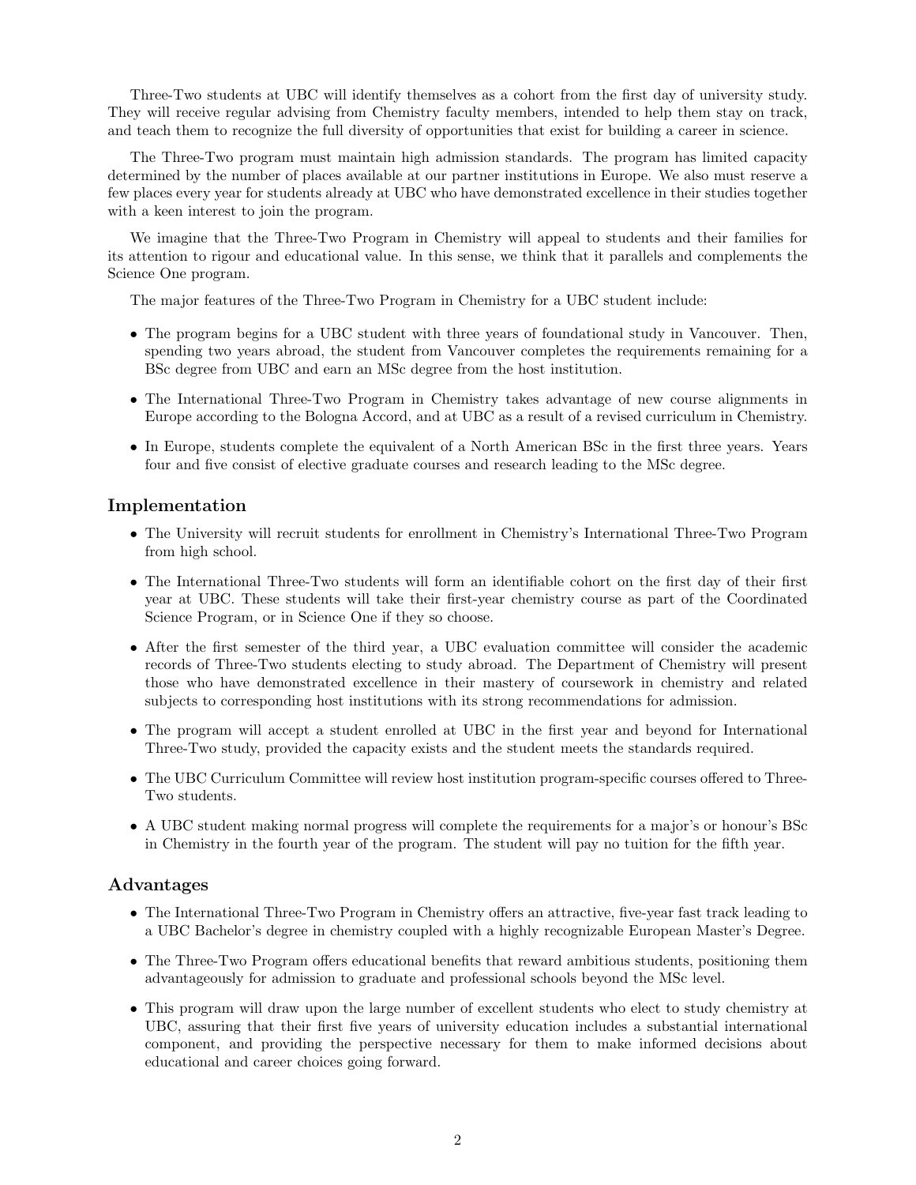Three-Two students at UBC will identify themselves as a cohort from the first day of university study. They will receive regular advising from Chemistry faculty members, intended to help them stay on track, and teach them to recognize the full diversity of opportunities that exist for building a career in science.

The Three-Two program must maintain high admission standards. The program has limited capacity determined by the number of places available at our partner institutions in Europe. We also must reserve a few places every year for students already at UBC who have demonstrated excellence in their studies together with a keen interest to join the program.

We imagine that the Three-Two Program in Chemistry will appeal to students and their families for its attention to rigour and educational value. In this sense, we think that it parallels and complements the Science One program.

The major features of the Three-Two Program in Chemistry for a UBC student include:

- The program begins for a UBC student with three years of foundational study in Vancouver. Then, spending two years abroad, the student from Vancouver completes the requirements remaining for a BSc degree from UBC and earn an MSc degree from the host institution.
- The International Three-Two Program in Chemistry takes advantage of new course alignments in Europe according to the Bologna Accord, and at UBC as a result of a revised curriculum in Chemistry.
- In Europe, students complete the equivalent of a North American BSc in the first three years. Years four and five consist of elective graduate courses and research leading to the MSc degree.

## Implementation

- The University will recruit students for enrollment in Chemistry's International Three-Two Program from high school.
- The International Three-Two students will form an identifiable cohort on the first day of their first year at UBC. These students will take their first-year chemistry course as part of the Coordinated Science Program, or in Science One if they so choose.
- After the first semester of the third year, a UBC evaluation committee will consider the academic records of Three-Two students electing to study abroad. The Department of Chemistry will present those who have demonstrated excellence in their mastery of coursework in chemistry and related subjects to corresponding host institutions with its strong recommendations for admission.
- The program will accept a student enrolled at UBC in the first year and beyond for International Three-Two study, provided the capacity exists and the student meets the standards required.
- The UBC Curriculum Committee will review host institution program-specific courses offered to Three-Two students.
- A UBC student making normal progress will complete the requirements for a major's or honour's BSc in Chemistry in the fourth year of the program. The student will pay no tuition for the fifth year.

## Advantages

- The International Three-Two Program in Chemistry offers an attractive, five-year fast track leading to a UBC Bachelor's degree in chemistry coupled with a highly recognizable European Master's Degree.
- The Three-Two Program offers educational benefits that reward ambitious students, positioning them advantageously for admission to graduate and professional schools beyond the MSc level.
- This program will draw upon the large number of excellent students who elect to study chemistry at UBC, assuring that their first five years of university education includes a substantial international component, and providing the perspective necessary for them to make informed decisions about educational and career choices going forward.